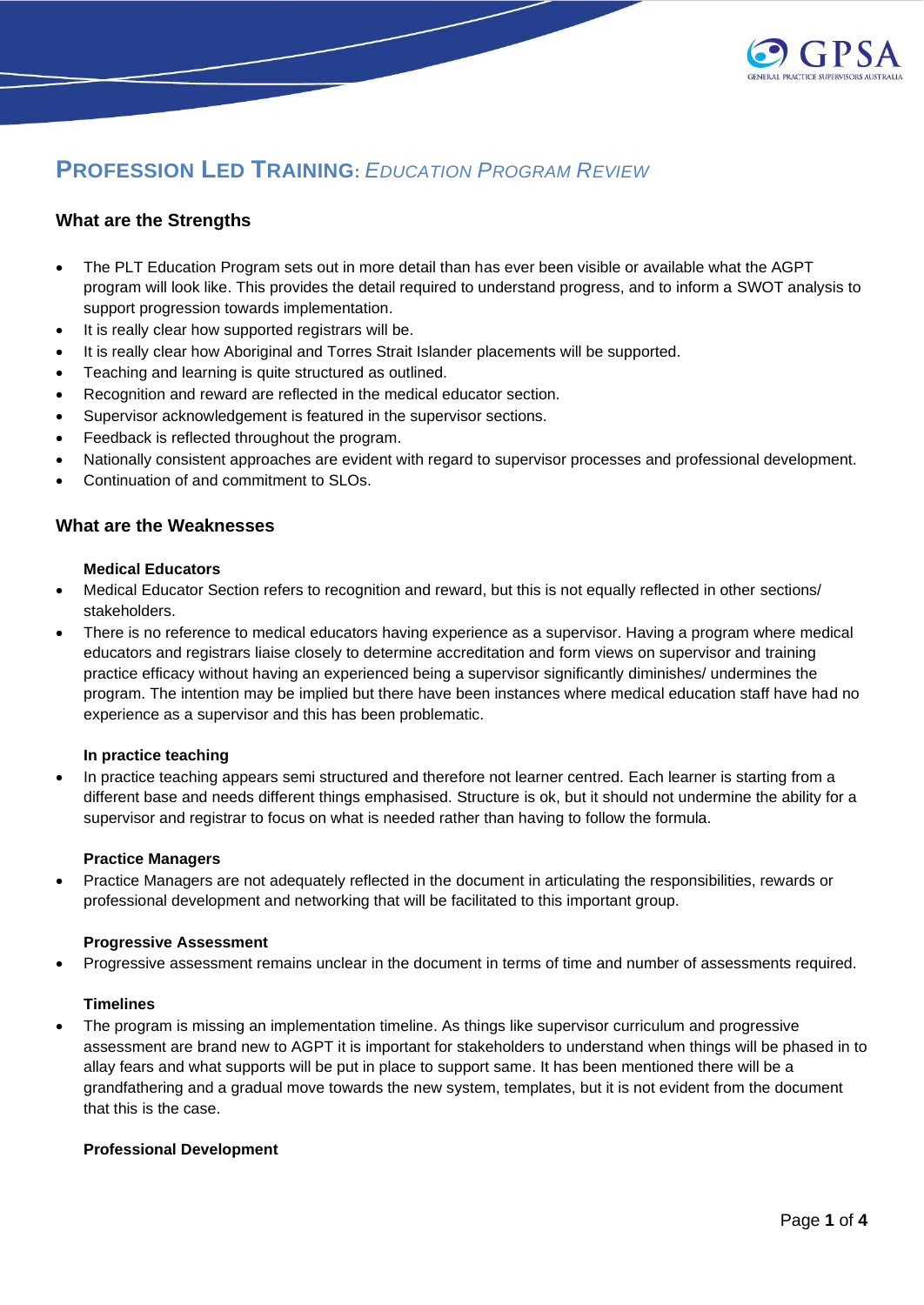# **PROFESSION LED TRAINING:** *EDUCATION PROGRAM REVIEW*

## What are the Strengths

- The PLT Education Program sets out in more detail than has ever been visible or available what the AGPT program will look like. This provides the detail required to understand progress, and to inform a SWOT analysis to support progression towards implementation.
- It is really clear how supported registrars will be.
- It is really clear how Aboriginal and Torres Strait Islander placements will be supported.
- Teaching and learning is quite structured as outlined.
- Recognition and reward are reflected in the medical educator section.
- Supervisor acknowledgement is featured in the supervisor sections.
- Feedback is reflected throughout the program.
- Nationally consistent approaches are evident with regard to supervisor processes and professional development.
- Continuation of and commitment to SLOs.

## What are the Weaknesses

### Medical Educators

- Medical Educator Section refers to recognition and reward, but this is not equally reflected in other sections/ stakeholders.
- There is no reference to medical educators having experience as a supervisor. Having a program where medical educators and registrars liaise closely to determine accreditation and form views on supervisor and training practice efficacy without having an experienced being a supervisor significantly diminishes/ undermines the program. The intention may be implied but there have been instances where medical education staff have had no experience as a supervisor and this has been problematic.

### In practice teaching

- In practice teaching appears semi structured and therefore not learner centred. Each learner is starting from a different base and needs different things emphasised. Structure is ok, but it should not undermine the ability for a supervisor and registrar to focus on what is needed rather than having to follow the formula.

### Practice Managers

- Practice Managers are not adequately reflected in the document in articulating the responsibilities, rewards or professional development and networking that will be facilitated to this important group.

### Progressive Assessment

- Progressive assessment remains unclear in the document in terms of time and number of assessments required.

### Timelines

- The program is missing an implementation timeline. As things like supervisor curriculum and progressive assessment are brand new to AGPT it is important for stakeholders to understand when things will be phased in to allay fears and what supports will be put in place to support same. It has been mentioned there will be a grandfathering and a gradual move towards the new system, templates, but it is not evident from the document that this is the case.

### Professional Development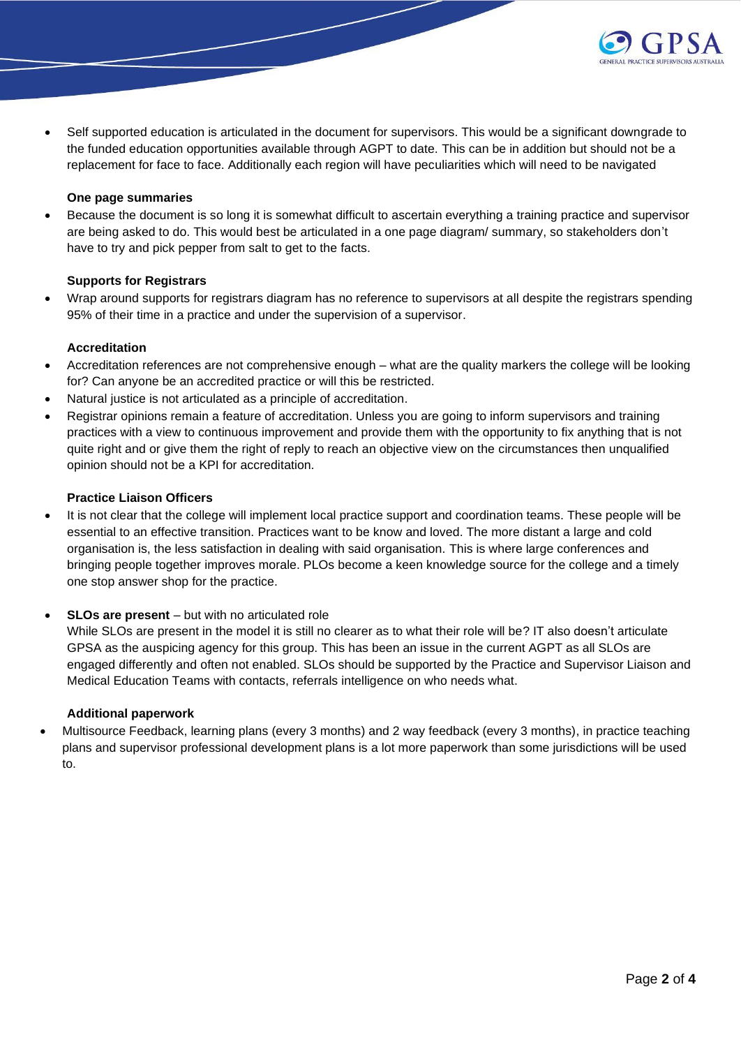- Self supported education is articulated in the document for supervisors. This would be a significant downgrade to the funded education opportunities available through AGPT to date. This can be in addition but should not be a replacement for face to face. Additionally each region will have peculiarities which will need to be navigated

**One page summaries**

- Because the document is so long it is somewhat difficult to ascertain everything a training practice and supervisor are being asked to do. This would best be articulated in a one page diagram/ summary, so stakeholders don't have to try and pick pepper from salt to get to the facts.

**Supports for Registrars**

- Wrap around supports for registrars diagram has no reference to supervisors at all despite the registrars spending 95% of their time in a practice and under the supervision of a supervisor.

**Accreditation**

- Accreditation references are not comprehensive enough – what are the quality markers the college will be looking for? Can anyone be an accredited practice or will this be restricted.
- Natural justice is not articulated as a principle of accreditation.
- Registrar opinions remain a feature of accreditation. Unless you are going to inform supervisors and training practices with a view to continuous improvement and provide them with the opportunity to fix anything that is not quite right and or give them the right of reply to reach an objective view on the circumstances then unqualified opinion should not be a KPI for accreditation.

**Practice Liaison Officers**

- It is not clear that the college will implement local practice support and coordination teams. These people will be essential to an effective transition. Practices want to be know and loved. The more distant a large and cold organisation is, the less satisfaction in dealing with said organisation. This is where large conferences and bringing people together improves morale. PLOs become a keen knowledge source for the college and a timely one stop answer shop for the practice.

- **SLOs are present** – but with no articulated role
  While SLOs are present in the model it is still no clearer as to what their role will be? IT also doesn't articulate GPSA as the auspicing agency for this group. This has been an issue in the current AGPT as all SLOs are engaged differently and often not enabled. SLOs should be supported by the Practice and Supervisor Liaison and Medical Education Teams with contacts, referrals intelligence on who needs what.

**Additional paperwork**

- Multisource Feedback, learning plans (every 3 months) and 2 way feedback (every 3 months), in practice teaching plans and supervisor professional development plans is a lot more paperwork than some jurisdictions will be used to.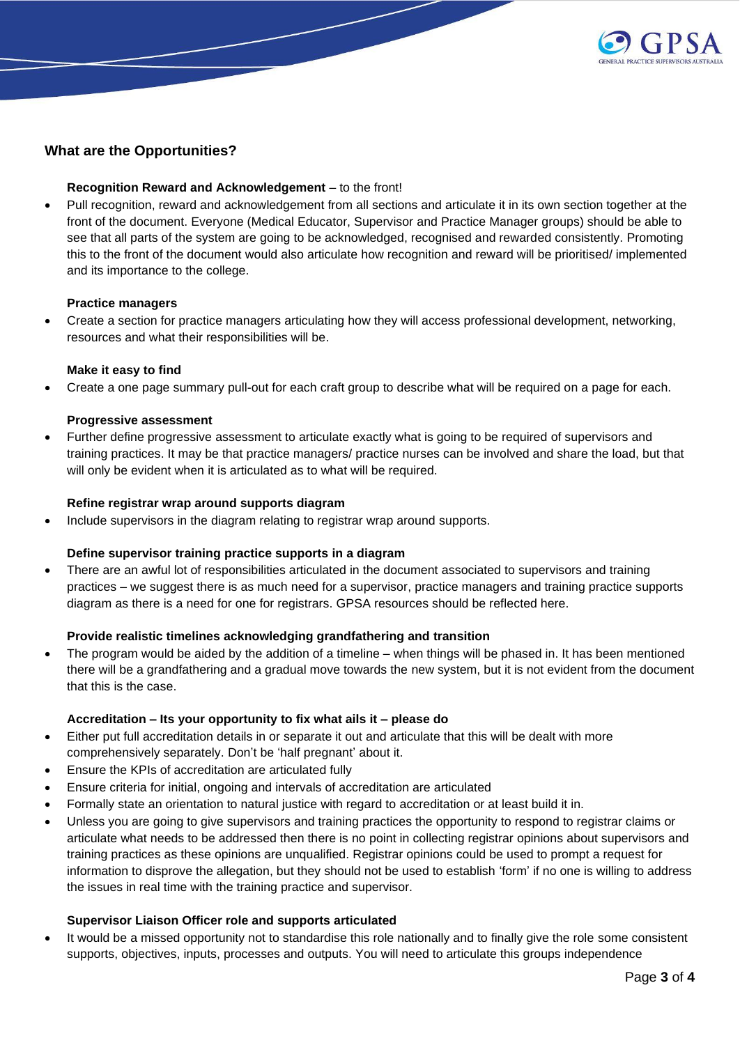## What are the Opportunities?

**Recognition Reward and Acknowledgement** – to the front!

- Pull recognition, reward and acknowledgement from all sections and articulate it in its own section together at the front of the document. Everyone (Medical Educator, Supervisor and Practice Manager groups) should be able to see that all parts of the system are going to be acknowledged, recognised and rewarded consistently. Promoting this to the front of the document would also articulate how recognition and reward will be prioritised/ implemented and its importance to the college.

**Practice managers**

- Create a section for practice managers articulating how they will access professional development, networking, resources and what their responsibilities will be.

**Make it easy to find**

- Create a one page summary pull-out for each craft group to describe what will be required on a page for each.

**Progressive assessment**

- Further define progressive assessment to articulate exactly what is going to be required of supervisors and training practices. It may be that practice managers/ practice nurses can be involved and share the load, but that will only be evident when it is articulated as to what will be required.

**Refine registrar wrap around supports diagram**

- Include supervisors in the diagram relating to registrar wrap around supports.

**Define supervisor training practice supports in a diagram**

- There are an awful lot of responsibilities articulated in the document associated to supervisors and training practices – we suggest there is as much need for a supervisor, practice managers and training practice supports diagram as there is a need for one for registrars. GPSA resources should be reflected here.

**Provide realistic timelines acknowledging grandfathering and transition**

- The program would be aided by the addition of a timeline – when things will be phased in. It has been mentioned there will be a grandfathering and a gradual move towards the new system, but it is not evident from the document that this is the case.

**Accreditation – Its your opportunity to fix what ails it – please do**

- Either put full accreditation details in or separate it out and articulate that this will be dealt with more comprehensively separately. Don't be 'half pregnant' about it.
- Ensure the KPIs of accreditation are articulated fully
- Ensure criteria for initial, ongoing and intervals of accreditation are articulated
- Formally state an orientation to natural justice with regard to accreditation or at least build it in.
- Unless you are going to give supervisors and training practices the opportunity to respond to registrar claims or articulate what needs to be addressed then there is no point in collecting registrar opinions about supervisors and training practices as these opinions are unqualified. Registrar opinions could be used to prompt a request for information to disprove the allegation, but they should not be used to establish 'form' if no one is willing to address the issues in real time with the training practice and supervisor.

**Supervisor Liaison Officer role and supports articulated**

- It would be a missed opportunity not to standardise this role nationally and to finally give the role some consistent supports, objectives, inputs, processes and outputs. You will need to articulate this groups independence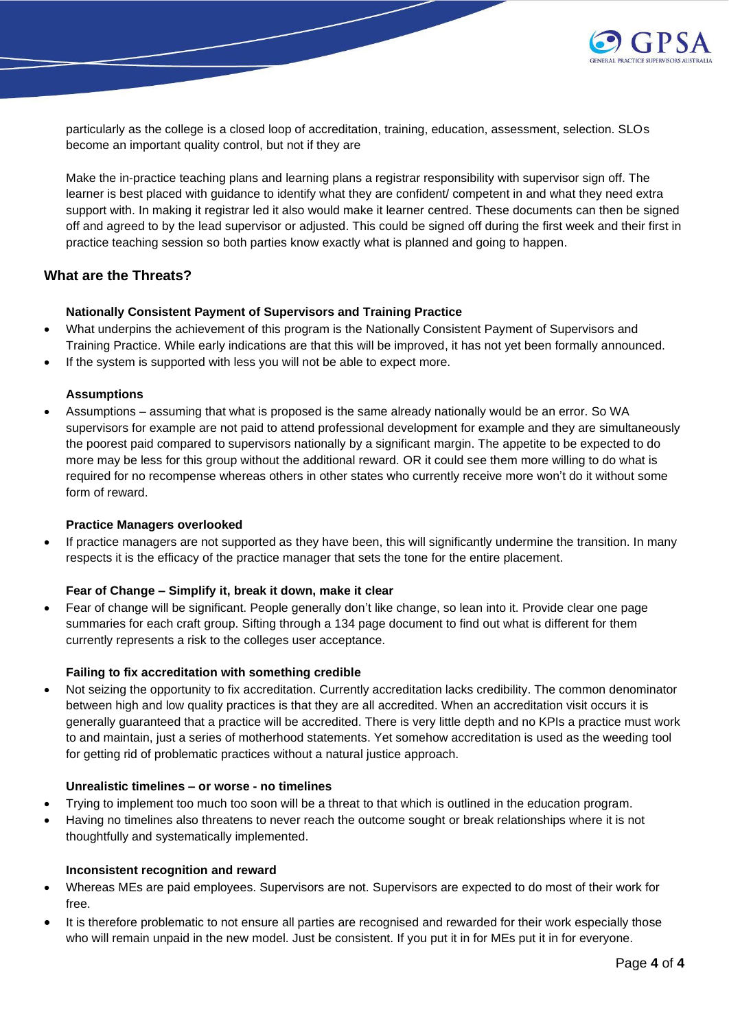particularly as the college is a closed loop of accreditation, training, education, assessment, selection. SLOs become an important quality control, but not if they are

Make the in-practice teaching plans and learning plans a registrar responsibility with supervisor sign off. The learner is best placed with guidance to identify what they are confident/ competent in and what they need extra support with. In making it registrar led it also would make it learner centred. These documents can then be signed off and agreed to by the lead supervisor or adjusted. This could be signed off during the first week and their first in practice teaching session so both parties know exactly what is planned and going to happen.

## What are the Threats?

**Nationally Consistent Payment of Supervisors and Training Practice**

- What underpins the achievement of this program is the Nationally Consistent Payment of Supervisors and Training Practice. While early indications are that this will be improved, it has not yet been formally announced.
- If the system is supported with less you will not be able to expect more.

**Assumptions**

- Assumptions – assuming that what is proposed is the same already nationally would be an error. So WA supervisors for example are not paid to attend professional development for example and they are simultaneously the poorest paid compared to supervisors nationally by a significant margin. The appetite to be expected to do more may be less for this group without the additional reward. OR it could see them more willing to do what is required for no recompense whereas others in other states who currently receive more won't do it without some form of reward.

**Practice Managers overlooked**

- If practice managers are not supported as they have been, this will significantly undermine the transition. In many respects it is the efficacy of the practice manager that sets the tone for the entire placement.

**Fear of Change – Simplify it, break it down, make it clear**

- Fear of change will be significant. People generally don't like change, so lean into it. Provide clear one page summaries for each craft group. Sifting through a 134 page document to find out what is different for them currently represents a risk to the colleges user acceptance.

**Failing to fix accreditation with something credible**

- Not seizing the opportunity to fix accreditation. Currently accreditation lacks credibility. The common denominator between high and low quality practices is that they are all accredited. When an accreditation visit occurs it is generally guaranteed that a practice will be accredited. There is very little depth and no KPIs a practice must work to and maintain, just a series of motherhood statements. Yet somehow accreditation is used as the weeding tool for getting rid of problematic practices without a natural justice approach.

**Unrealistic timelines – or worse - no timelines**

- Trying to implement too much too soon will be a threat to that which is outlined in the education program.
- Having no timelines also threatens to never reach the outcome sought or break relationships where it is not thoughtfully and systematically implemented.

**Inconsistent recognition and reward**

- Whereas MEs are paid employees. Supervisors are not. Supervisors are expected to do most of their work for free.
- It is therefore problematic to not ensure all parties are recognised and rewarded for their work especially those who will remain unpaid in the new model. Just be consistent. If you put it in for MEs put it in for everyone.